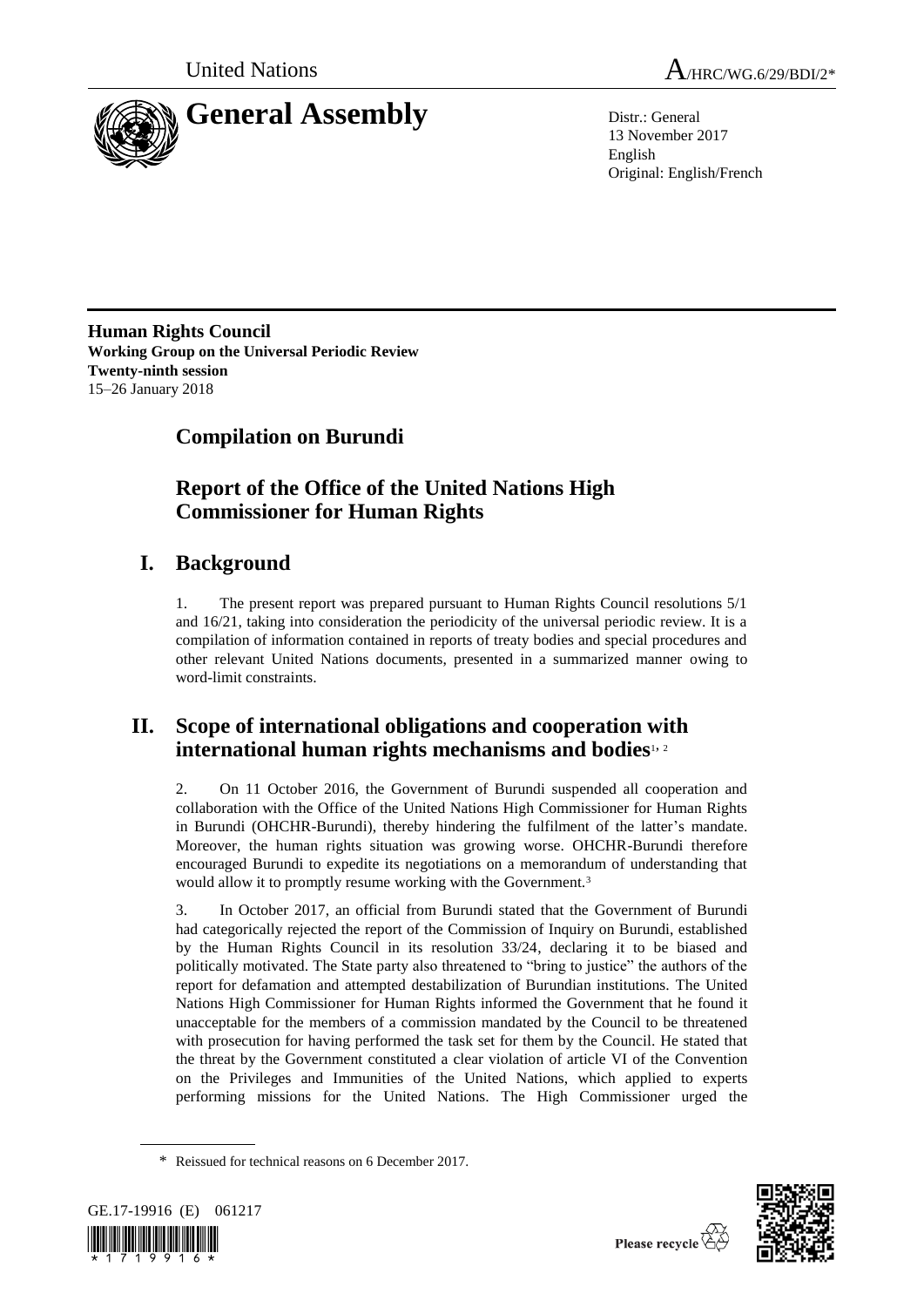United Nations A/HRC/WG.6/29/BDI/2*

# General Assembly

Distr.: General
13 November 2017
English
Original: English/French

**Human Rights Council**
**Working Group on the Universal Periodic Review**
**Twenty-ninth session**
15–26 January 2018

## Compilation on Burundi

## Report of the Office of the United Nations High Commissioner for Human Rights

## I. Background

1. The present report was prepared pursuant to Human Rights Council resolutions 5/1 and 16/21, taking into consideration the periodicity of the universal periodic review. It is a compilation of information contained in reports of treaty bodies and special procedures and other relevant United Nations documents, presented in a summarized manner owing to word-limit constraints.

## II. Scope of international obligations and cooperation with international human rights mechanisms and bodies[1, 2]

2. On 11 October 2016, the Government of Burundi suspended all cooperation and collaboration with the Office of the United Nations High Commissioner for Human Rights in Burundi (OHCHR-Burundi), thereby hindering the fulfilment of the latter's mandate. Moreover, the human rights situation was growing worse. OHCHR-Burundi therefore encouraged Burundi to expedite its negotiations on a memorandum of understanding that would allow it to promptly resume working with the Government.[3]

3. In October 2017, an official from Burundi stated that the Government of Burundi had categorically rejected the report of the Commission of Inquiry on Burundi, established by the Human Rights Council in its resolution 33/24, declaring it to be biased and politically motivated. The State party also threatened to "bring to justice" the authors of the report for defamation and attempted destabilization of Burundian institutions. The United Nations High Commissioner for Human Rights informed the Government that he found it unacceptable for the members of a commission mandated by the Council to be threatened with prosecution for having performed the task set for them by the Council. He stated that the threat by the Government constituted a clear violation of article VI of the Convention on the Privileges and Immunities of the United Nations, which applied to experts performing missions for the United Nations. The High Commissioner urged the

\* Reissued for technical reasons on 6 December 2017.

GE.17-19916 (E) 061217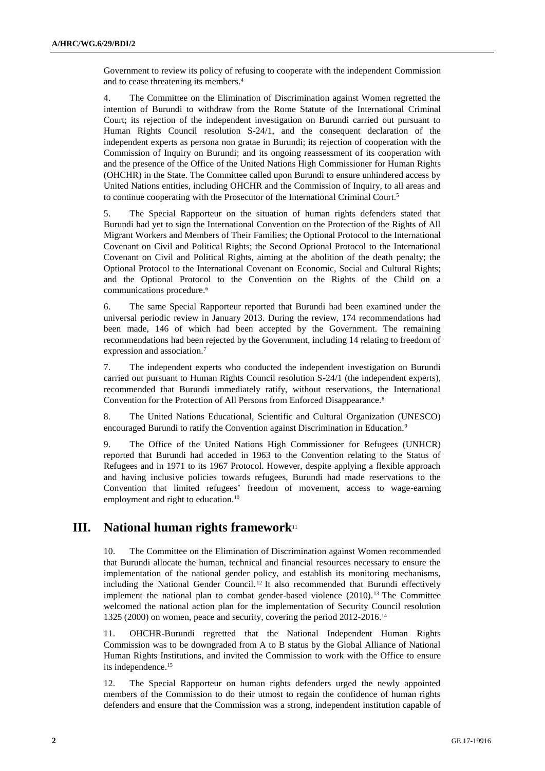Government to review its policy of refusing to cooperate with the independent Commission and to cease threatening its members.[4]

4. The Committee on the Elimination of Discrimination against Women regretted the intention of Burundi to withdraw from the Rome Statute of the International Criminal Court; its rejection of the independent investigation on Burundi carried out pursuant to Human Rights Council resolution S-24/1, and the consequent declaration of the independent experts as persona non gratae in Burundi; its rejection of cooperation with the Commission of Inquiry on Burundi; and its ongoing reassessment of its cooperation with and the presence of the Office of the United Nations High Commissioner for Human Rights (OHCHR) in the State. The Committee called upon Burundi to ensure unhindered access by United Nations entities, including OHCHR and the Commission of Inquiry, to all areas and to continue cooperating with the Prosecutor of the International Criminal Court.[5]

5. The Special Rapporteur on the situation of human rights defenders stated that Burundi had yet to sign the International Convention on the Protection of the Rights of All Migrant Workers and Members of Their Families; the Optional Protocol to the International Covenant on Civil and Political Rights; the Second Optional Protocol to the International Covenant on Civil and Political Rights, aiming at the abolition of the death penalty; the Optional Protocol to the International Covenant on Economic, Social and Cultural Rights; and the Optional Protocol to the Convention on the Rights of the Child on a communications procedure.[6]

6. The same Special Rapporteur reported that Burundi had been examined under the universal periodic review in January 2013. During the review, 174 recommendations had been made, 146 of which had been accepted by the Government. The remaining recommendations had been rejected by the Government, including 14 relating to freedom of expression and association.[7]

7. The independent experts who conducted the independent investigation on Burundi carried out pursuant to Human Rights Council resolution S-24/1 (the independent experts), recommended that Burundi immediately ratify, without reservations, the International Convention for the Protection of All Persons from Enforced Disappearance.[8]

8. The United Nations Educational, Scientific and Cultural Organization (UNESCO) encouraged Burundi to ratify the Convention against Discrimination in Education.[9]

9. The Office of the United Nations High Commissioner for Refugees (UNHCR) reported that Burundi had acceded in 1963 to the Convention relating to the Status of Refugees and in 1971 to its 1967 Protocol. However, despite applying a flexible approach and having inclusive policies towards refugees, Burundi had made reservations to the Convention that limited refugees' freedom of movement, access to wage-earning employment and right to education.[10]

## III. National human rights framework[11]

10. The Committee on the Elimination of Discrimination against Women recommended that Burundi allocate the human, technical and financial resources necessary to ensure the implementation of the national gender policy, and establish its monitoring mechanisms, including the National Gender Council.[12] It also recommended that Burundi effectively implement the national plan to combat gender-based violence (2010).[13] The Committee welcomed the national action plan for the implementation of Security Council resolution 1325 (2000) on women, peace and security, covering the period 2012-2016.[14]

11. OHCHR-Burundi regretted that the National Independent Human Rights Commission was to be downgraded from A to B status by the Global Alliance of National Human Rights Institutions, and invited the Commission to work with the Office to ensure its independence.[15]

12. The Special Rapporteur on human rights defenders urged the newly appointed members of the Commission to do their utmost to regain the confidence of human rights defenders and ensure that the Commission was a strong, independent institution capable of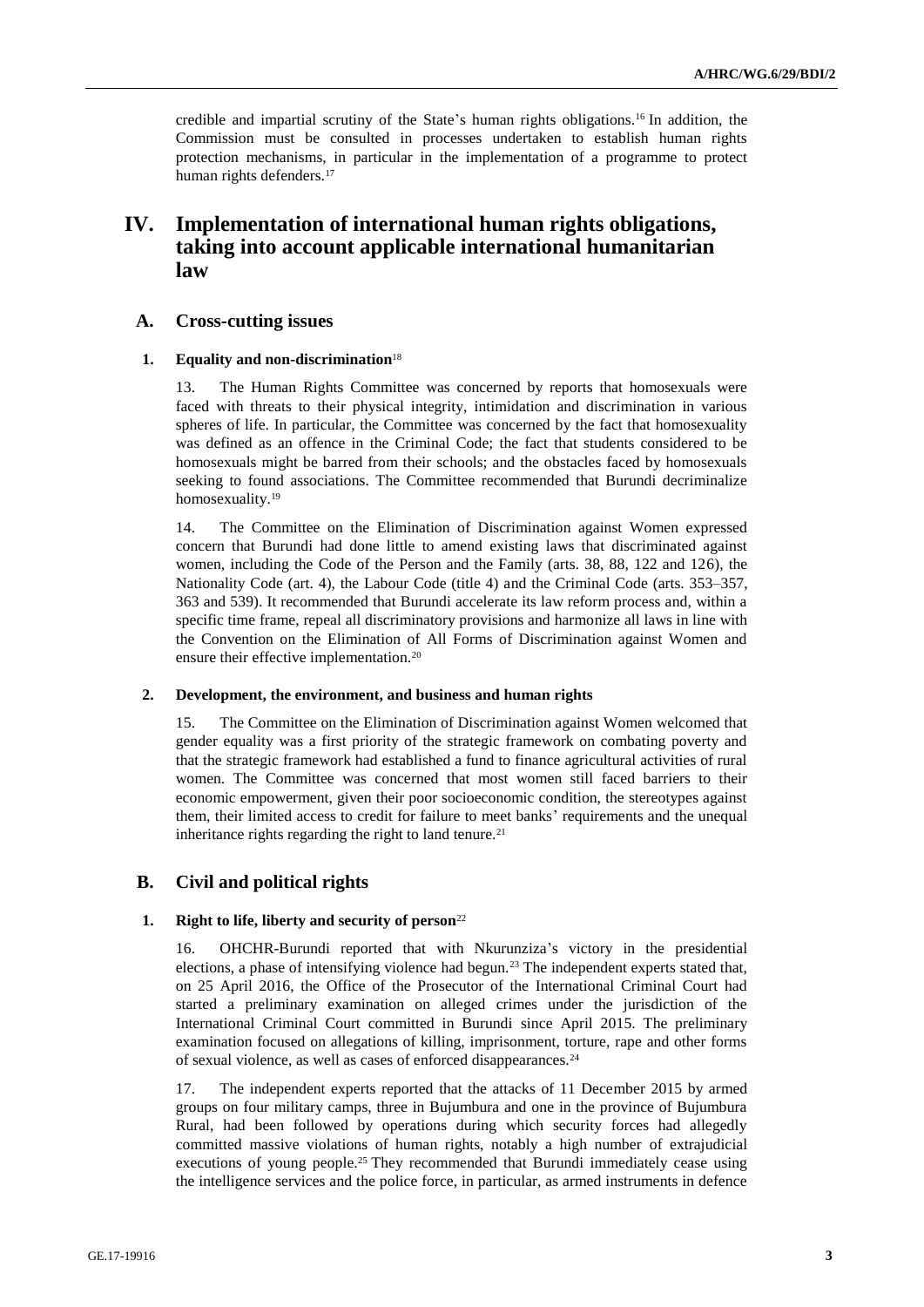credible and impartial scrutiny of the State's human rights obligations.[16] In addition, the Commission must be consulted in processes undertaken to establish human rights protection mechanisms, in particular in the implementation of a programme to protect human rights defenders.[17]

# IV. Implementation of international human rights obligations, taking into account applicable international humanitarian law

## A. Cross-cutting issues

### 1. Equality and non-discrimination[18]

13. The Human Rights Committee was concerned by reports that homosexuals were faced with threats to their physical integrity, intimidation and discrimination in various spheres of life. In particular, the Committee was concerned by the fact that homosexuality was defined as an offence in the Criminal Code; the fact that students considered to be homosexuals might be barred from their schools; and the obstacles faced by homosexuals seeking to found associations. The Committee recommended that Burundi decriminalize homosexuality.[19]

14. The Committee on the Elimination of Discrimination against Women expressed concern that Burundi had done little to amend existing laws that discriminated against women, including the Code of the Person and the Family (arts. 38, 88, 122 and 126), the Nationality Code (art. 4), the Labour Code (title 4) and the Criminal Code (arts. 353–357, 363 and 539). It recommended that Burundi accelerate its law reform process and, within a specific time frame, repeal all discriminatory provisions and harmonize all laws in line with the Convention on the Elimination of All Forms of Discrimination against Women and ensure their effective implementation.[20]

### 2. Development, the environment, and business and human rights

15. The Committee on the Elimination of Discrimination against Women welcomed that gender equality was a first priority of the strategic framework on combating poverty and that the strategic framework had established a fund to finance agricultural activities of rural women. The Committee was concerned that most women still faced barriers to their economic empowerment, given their poor socioeconomic condition, the stereotypes against them, their limited access to credit for failure to meet banks' requirements and the unequal inheritance rights regarding the right to land tenure.[21]

## B. Civil and political rights

### 1. Right to life, liberty and security of person[22]

16. OHCHR-Burundi reported that with Nkurunziza's victory in the presidential elections, a phase of intensifying violence had begun.[23] The independent experts stated that, on 25 April 2016, the Office of the Prosecutor of the International Criminal Court had started a preliminary examination on alleged crimes under the jurisdiction of the International Criminal Court committed in Burundi since April 2015. The preliminary examination focused on allegations of killing, imprisonment, torture, rape and other forms of sexual violence, as well as cases of enforced disappearances.[24]

17. The independent experts reported that the attacks of 11 December 2015 by armed groups on four military camps, three in Bujumbura and one in the province of Bujumbura Rural, had been followed by operations during which security forces had allegedly committed massive violations of human rights, notably a high number of extrajudicial executions of young people.[25] They recommended that Burundi immediately cease using the intelligence services and the police force, in particular, as armed instruments in defence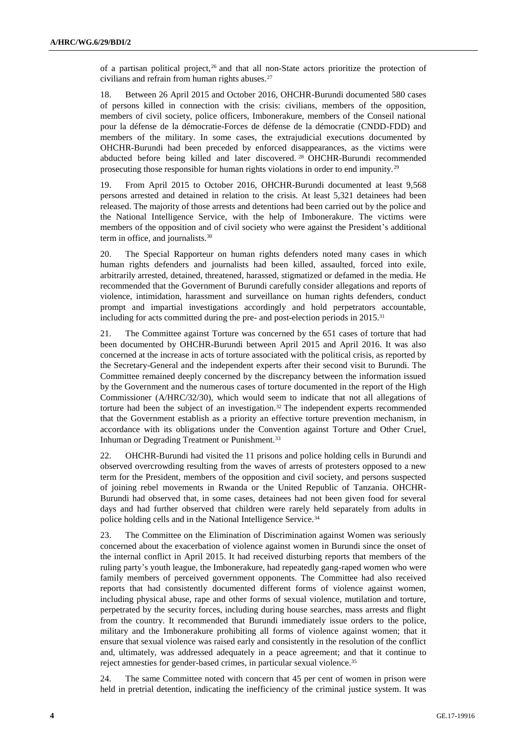of a partisan political project,[26] and that all non-State actors prioritize the protection of civilians and refrain from human rights abuses.[27]

18. Between 26 April 2015 and October 2016, OHCHR-Burundi documented 580 cases of persons killed in connection with the crisis: civilians, members of the opposition, members of civil society, police officers, Imbonerakure, members of the Conseil national pour la défense de la démocratie-Forces de défense de la démocratie (CNDD-FDD) and members of the military. In some cases, the extrajudicial executions documented by OHCHR-Burundi had been preceded by enforced disappearances, as the victims were abducted before being killed and later discovered.[28] OHCHR-Burundi recommended prosecuting those responsible for human rights violations in order to end impunity.[29]

19. From April 2015 to October 2016, OHCHR-Burundi documented at least 9,568 persons arrested and detained in relation to the crisis. At least 5,321 detainees had been released. The majority of those arrests and detentions had been carried out by the police and the National Intelligence Service, with the help of Imbonerakure. The victims were members of the opposition and of civil society who were against the President's additional term in office, and journalists.[30]

20. The Special Rapporteur on human rights defenders noted many cases in which human rights defenders and journalists had been killed, assaulted, forced into exile, arbitrarily arrested, detained, threatened, harassed, stigmatized or defamed in the media. He recommended that the Government of Burundi carefully consider allegations and reports of violence, intimidation, harassment and surveillance on human rights defenders, conduct prompt and impartial investigations accordingly and hold perpetrators accountable, including for acts committed during the pre- and post-election periods in 2015.[31]

21. The Committee against Torture was concerned by the 651 cases of torture that had been documented by OHCHR-Burundi between April 2015 and April 2016. It was also concerned at the increase in acts of torture associated with the political crisis, as reported by the Secretary-General and the independent experts after their second visit to Burundi. The Committee remained deeply concerned by the discrepancy between the information issued by the Government and the numerous cases of torture documented in the report of the High Commissioner (A/HRC/32/30), which would seem to indicate that not all allegations of torture had been the subject of an investigation.[32] The independent experts recommended that the Government establish as a priority an effective torture prevention mechanism, in accordance with its obligations under the Convention against Torture and Other Cruel, Inhuman or Degrading Treatment or Punishment.[33]

22. OHCHR-Burundi had visited the 11 prisons and police holding cells in Burundi and observed overcrowding resulting from the waves of arrests of protesters opposed to a new term for the President, members of the opposition and civil society, and persons suspected of joining rebel movements in Rwanda or the United Republic of Tanzania. OHCHR-Burundi had observed that, in some cases, detainees had not been given food for several days and had further observed that children were rarely held separately from adults in police holding cells and in the National Intelligence Service.[34]

23. The Committee on the Elimination of Discrimination against Women was seriously concerned about the exacerbation of violence against women in Burundi since the onset of the internal conflict in April 2015. It had received disturbing reports that members of the ruling party's youth league, the Imbonerakure, had repeatedly gang-raped women who were family members of perceived government opponents. The Committee had also received reports that had consistently documented different forms of violence against women, including physical abuse, rape and other forms of sexual violence, mutilation and torture, perpetrated by the security forces, including during house searches, mass arrests and flight from the country. It recommended that Burundi immediately issue orders to the police, military and the Imbonerakure prohibiting all forms of violence against women; that it ensure that sexual violence was raised early and consistently in the resolution of the conflict and, ultimately, was addressed adequately in a peace agreement; and that it continue to reject amnesties for gender-based crimes, in particular sexual violence.[35]

24. The same Committee noted with concern that 45 per cent of women in prison were held in pretrial detention, indicating the inefficiency of the criminal justice system. It was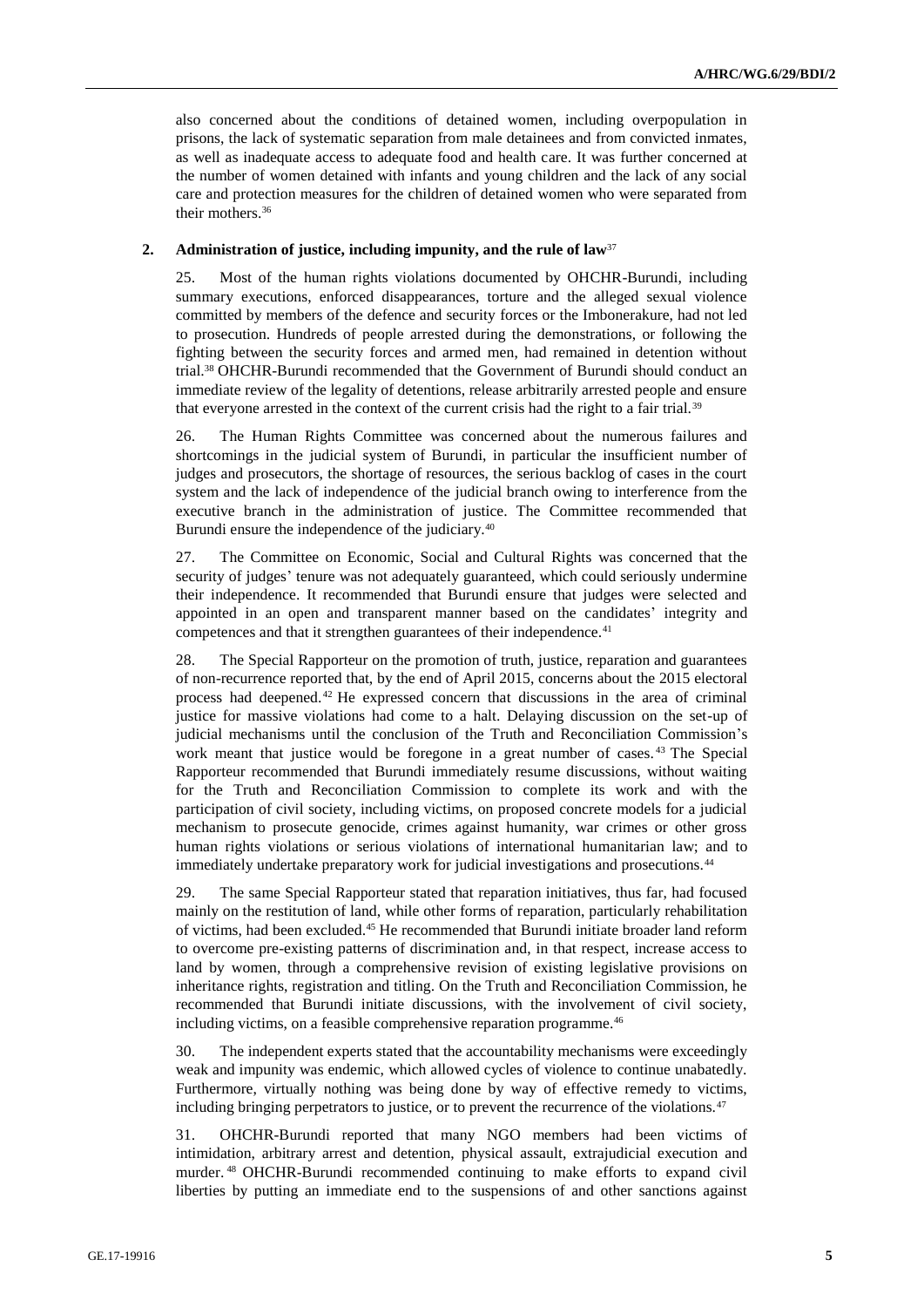also concerned about the conditions of detained women, including overpopulation in prisons, the lack of systematic separation from male detainees and from convicted inmates, as well as inadequate access to adequate food and health care. It was further concerned at the number of women detained with infants and young children and the lack of any social care and protection measures for the children of detained women who were separated from their mothers.[36]

### 2. Administration of justice, including impunity, and the rule of law[37]

25. Most of the human rights violations documented by OHCHR-Burundi, including summary executions, enforced disappearances, torture and the alleged sexual violence committed by members of the defence and security forces or the Imbonerakure, had not led to prosecution. Hundreds of people arrested during the demonstrations, or following the fighting between the security forces and armed men, had remained in detention without trial.[38] OHCHR-Burundi recommended that the Government of Burundi should conduct an immediate review of the legality of detentions, release arbitrarily arrested people and ensure that everyone arrested in the context of the current crisis had the right to a fair trial.[39]

26. The Human Rights Committee was concerned about the numerous failures and shortcomings in the judicial system of Burundi, in particular the insufficient number of judges and prosecutors, the shortage of resources, the serious backlog of cases in the court system and the lack of independence of the judicial branch owing to interference from the executive branch in the administration of justice. The Committee recommended that Burundi ensure the independence of the judiciary.[40]

27. The Committee on Economic, Social and Cultural Rights was concerned that the security of judges' tenure was not adequately guaranteed, which could seriously undermine their independence. It recommended that Burundi ensure that judges were selected and appointed in an open and transparent manner based on the candidates' integrity and competences and that it strengthen guarantees of their independence.[41]

28. The Special Rapporteur on the promotion of truth, justice, reparation and guarantees of non-recurrence reported that, by the end of April 2015, concerns about the 2015 electoral process had deepened.[42] He expressed concern that discussions in the area of criminal justice for massive violations had come to a halt. Delaying discussion on the set-up of judicial mechanisms until the conclusion of the Truth and Reconciliation Commission's work meant that justice would be foregone in a great number of cases.[43] The Special Rapporteur recommended that Burundi immediately resume discussions, without waiting for the Truth and Reconciliation Commission to complete its work and with the participation of civil society, including victims, on proposed concrete models for a judicial mechanism to prosecute genocide, crimes against humanity, war crimes or other gross human rights violations or serious violations of international humanitarian law; and to immediately undertake preparatory work for judicial investigations and prosecutions.[44]

29. The same Special Rapporteur stated that reparation initiatives, thus far, had focused mainly on the restitution of land, while other forms of reparation, particularly rehabilitation of victims, had been excluded.[45] He recommended that Burundi initiate broader land reform to overcome pre-existing patterns of discrimination and, in that respect, increase access to land by women, through a comprehensive revision of existing legislative provisions on inheritance rights, registration and titling. On the Truth and Reconciliation Commission, he recommended that Burundi initiate discussions, with the involvement of civil society, including victims, on a feasible comprehensive reparation programme.[46]

30. The independent experts stated that the accountability mechanisms were exceedingly weak and impunity was endemic, which allowed cycles of violence to continue unabatedly. Furthermore, virtually nothing was being done by way of effective remedy to victims, including bringing perpetrators to justice, or to prevent the recurrence of the violations.[47]

31. OHCHR-Burundi reported that many NGO members had been victims of intimidation, arbitrary arrest and detention, physical assault, extrajudicial execution and murder.[48] OHCHR-Burundi recommended continuing to make efforts to expand civil liberties by putting an immediate end to the suspensions of and other sanctions against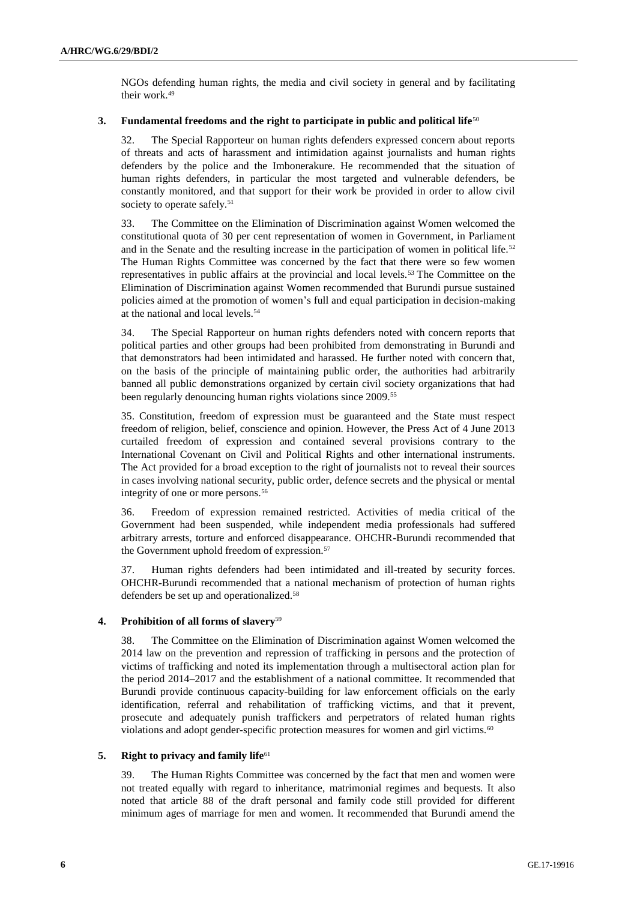NGOs defending human rights, the media and civil society in general and by facilitating their work.[49]

### 3. Fundamental freedoms and the right to participate in public and political life[50]

32. The Special Rapporteur on human rights defenders expressed concern about reports of threats and acts of harassment and intimidation against journalists and human rights defenders by the police and the Imbonerakure. He recommended that the situation of human rights defenders, in particular the most targeted and vulnerable defenders, be constantly monitored, and that support for their work be provided in order to allow civil society to operate safely.[51]

33. The Committee on the Elimination of Discrimination against Women welcomed the constitutional quota of 30 per cent representation of women in Government, in Parliament and in the Senate and the resulting increase in the participation of women in political life.[52] The Human Rights Committee was concerned by the fact that there were so few women representatives in public affairs at the provincial and local levels.[53] The Committee on the Elimination of Discrimination against Women recommended that Burundi pursue sustained policies aimed at the promotion of women's full and equal participation in decision-making at the national and local levels.[54]

34. The Special Rapporteur on human rights defenders noted with concern reports that political parties and other groups had been prohibited from demonstrating in Burundi and that demonstrators had been intimidated and harassed. He further noted with concern that, on the basis of the principle of maintaining public order, the authorities had arbitrarily banned all public demonstrations organized by certain civil society organizations that had been regularly denouncing human rights violations since 2009.[55]

35. Constitution, freedom of expression must be guaranteed and the State must respect freedom of religion, belief, conscience and opinion. However, the Press Act of 4 June 2013 curtailed freedom of expression and contained several provisions contrary to the International Covenant on Civil and Political Rights and other international instruments. The Act provided for a broad exception to the right of journalists not to reveal their sources in cases involving national security, public order, defence secrets and the physical or mental integrity of one or more persons.[56]

36. Freedom of expression remained restricted. Activities of media critical of the Government had been suspended, while independent media professionals had suffered arbitrary arrests, torture and enforced disappearance. OHCHR-Burundi recommended that the Government uphold freedom of expression.[57]

37. Human rights defenders had been intimidated and ill-treated by security forces. OHCHR-Burundi recommended that a national mechanism of protection of human rights defenders be set up and operationalized.[58]

### 4. Prohibition of all forms of slavery[59]

38. The Committee on the Elimination of Discrimination against Women welcomed the 2014 law on the prevention and repression of trafficking in persons and the protection of victims of trafficking and noted its implementation through a multisectoral action plan for the period 2014–2017 and the establishment of a national committee. It recommended that Burundi provide continuous capacity-building for law enforcement officials on the early identification, referral and rehabilitation of trafficking victims, and that it prevent, prosecute and adequately punish traffickers and perpetrators of related human rights violations and adopt gender-specific protection measures for women and girl victims.[60]

### 5. Right to privacy and family life[61]

39. The Human Rights Committee was concerned by the fact that men and women were not treated equally with regard to inheritance, matrimonial regimes and bequests. It also noted that article 88 of the draft personal and family code still provided for different minimum ages of marriage for men and women. It recommended that Burundi amend the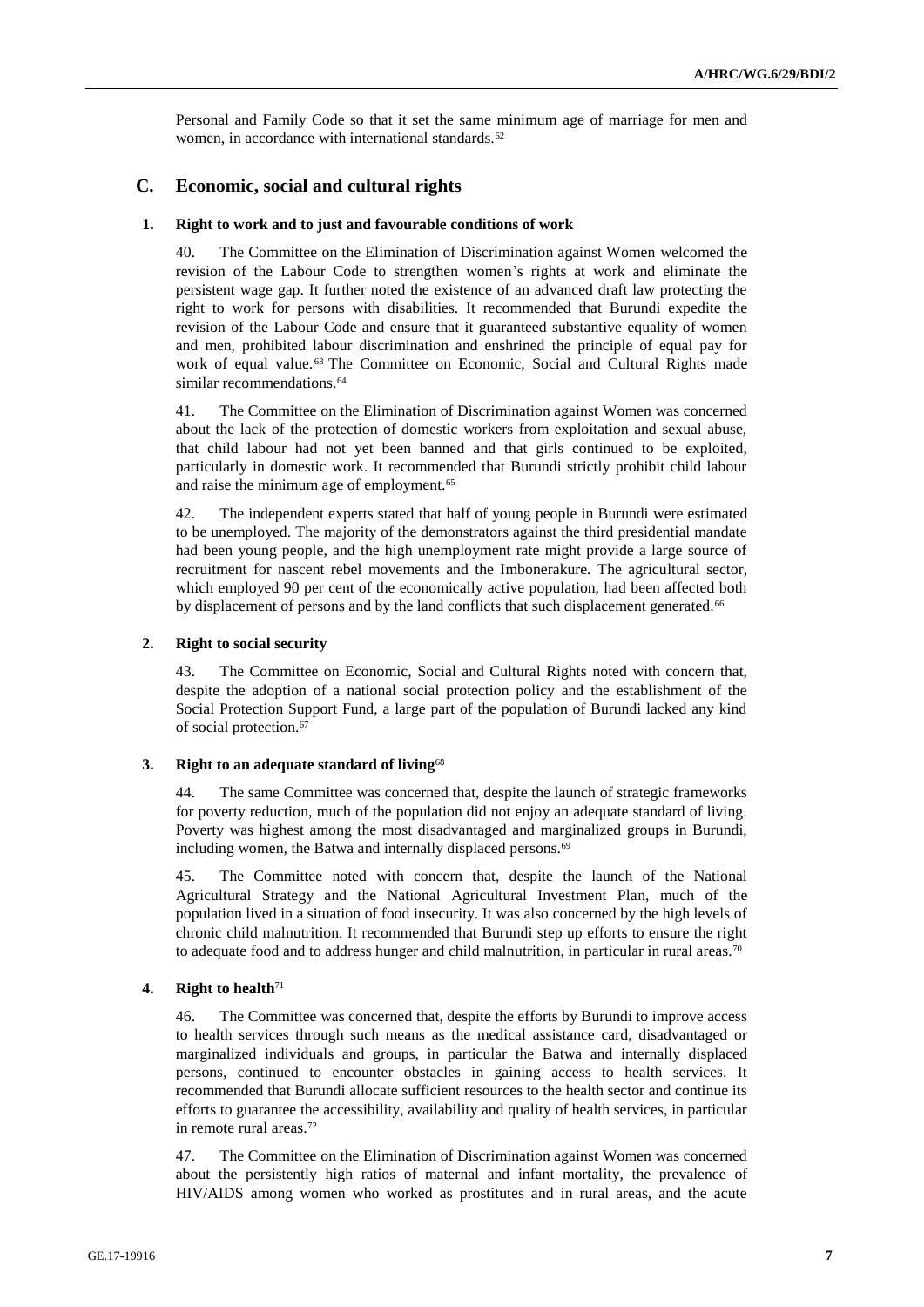Personal and Family Code so that it set the same minimum age of marriage for men and women, in accordance with international standards.[62]

## C. Economic, social and cultural rights

### 1. Right to work and to just and favourable conditions of work

40. The Committee on the Elimination of Discrimination against Women welcomed the revision of the Labour Code to strengthen women's rights at work and eliminate the persistent wage gap. It further noted the existence of an advanced draft law protecting the right to work for persons with disabilities. It recommended that Burundi expedite the revision of the Labour Code and ensure that it guaranteed substantive equality of women and men, prohibited labour discrimination and enshrined the principle of equal pay for work of equal value.[63] The Committee on Economic, Social and Cultural Rights made similar recommendations.[64]

41. The Committee on the Elimination of Discrimination against Women was concerned about the lack of the protection of domestic workers from exploitation and sexual abuse, that child labour had not yet been banned and that girls continued to be exploited, particularly in domestic work. It recommended that Burundi strictly prohibit child labour and raise the minimum age of employment.[65]

42. The independent experts stated that half of young people in Burundi were estimated to be unemployed. The majority of the demonstrators against the third presidential mandate had been young people, and the high unemployment rate might provide a large source of recruitment for nascent rebel movements and the Imbonerakure. The agricultural sector, which employed 90 per cent of the economically active population, had been affected both by displacement of persons and by the land conflicts that such displacement generated.[66]

### 2. Right to social security

43. The Committee on Economic, Social and Cultural Rights noted with concern that, despite the adoption of a national social protection policy and the establishment of the Social Protection Support Fund, a large part of the population of Burundi lacked any kind of social protection.[67]

### 3. Right to an adequate standard of living[68]

44. The same Committee was concerned that, despite the launch of strategic frameworks for poverty reduction, much of the population did not enjoy an adequate standard of living. Poverty was highest among the most disadvantaged and marginalized groups in Burundi, including women, the Batwa and internally displaced persons.[69]

45. The Committee noted with concern that, despite the launch of the National Agricultural Strategy and the National Agricultural Investment Plan, much of the population lived in a situation of food insecurity. It was also concerned by the high levels of chronic child malnutrition. It recommended that Burundi step up efforts to ensure the right to adequate food and to address hunger and child malnutrition, in particular in rural areas.[70]

### 4. Right to health[71]

46. The Committee was concerned that, despite the efforts by Burundi to improve access to health services through such means as the medical assistance card, disadvantaged or marginalized individuals and groups, in particular the Batwa and internally displaced persons, continued to encounter obstacles in gaining access to health services. It recommended that Burundi allocate sufficient resources to the health sector and continue its efforts to guarantee the accessibility, availability and quality of health services, in particular in remote rural areas.[72]

47. The Committee on the Elimination of Discrimination against Women was concerned about the persistently high ratios of maternal and infant mortality, the prevalence of HIV/AIDS among women who worked as prostitutes and in rural areas, and the acute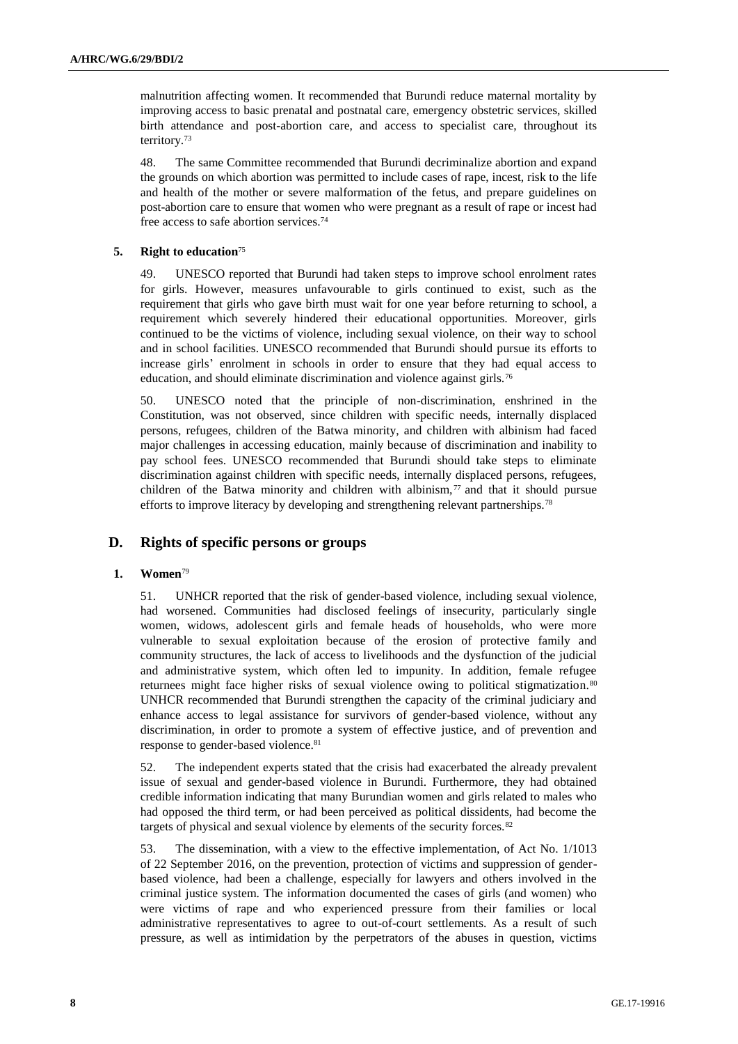malnutrition affecting women. It recommended that Burundi reduce maternal mortality by improving access to basic prenatal and postnatal care, emergency obstetric services, skilled birth attendance and post-abortion care, and access to specialist care, throughout its territory.[73]

48. The same Committee recommended that Burundi decriminalize abortion and expand the grounds on which abortion was permitted to include cases of rape, incest, risk to the life and health of the mother or severe malformation of the fetus, and prepare guidelines on post-abortion care to ensure that women who were pregnant as a result of rape or incest had free access to safe abortion services.[74]

### 5. Right to education[75]

49. UNESCO reported that Burundi had taken steps to improve school enrolment rates for girls. However, measures unfavourable to girls continued to exist, such as the requirement that girls who gave birth must wait for one year before returning to school, a requirement which severely hindered their educational opportunities. Moreover, girls continued to be the victims of violence, including sexual violence, on their way to school and in school facilities. UNESCO recommended that Burundi should pursue its efforts to increase girls' enrolment in schools in order to ensure that they had equal access to education, and should eliminate discrimination and violence against girls.[76]

50. UNESCO noted that the principle of non-discrimination, enshrined in the Constitution, was not observed, since children with specific needs, internally displaced persons, refugees, children of the Batwa minority, and children with albinism had faced major challenges in accessing education, mainly because of discrimination and inability to pay school fees. UNESCO recommended that Burundi should take steps to eliminate discrimination against children with specific needs, internally displaced persons, refugees, children of the Batwa minority and children with albinism,[77] and that it should pursue efforts to improve literacy by developing and strengthening relevant partnerships.[78]

## D. Rights of specific persons or groups

### 1. Women[79]

51. UNHCR reported that the risk of gender-based violence, including sexual violence, had worsened. Communities had disclosed feelings of insecurity, particularly single women, widows, adolescent girls and female heads of households, who were more vulnerable to sexual exploitation because of the erosion of protective family and community structures, the lack of access to livelihoods and the dysfunction of the judicial and administrative system, which often led to impunity. In addition, female refugee returnees might face higher risks of sexual violence owing to political stigmatization.[80] UNHCR recommended that Burundi strengthen the capacity of the criminal judiciary and enhance access to legal assistance for survivors of gender-based violence, without any discrimination, in order to promote a system of effective justice, and of prevention and response to gender-based violence.[81]

52. The independent experts stated that the crisis had exacerbated the already prevalent issue of sexual and gender-based violence in Burundi. Furthermore, they had obtained credible information indicating that many Burundian women and girls related to males who had opposed the third term, or had been perceived as political dissidents, had become the targets of physical and sexual violence by elements of the security forces.[82]

53. The dissemination, with a view to the effective implementation, of Act No. 1/1013 of 22 September 2016, on the prevention, protection of victims and suppression of gender-based violence, had been a challenge, especially for lawyers and others involved in the criminal justice system. The information documented the cases of girls (and women) who were victims of rape and who experienced pressure from their families or local administrative representatives to agree to out-of-court settlements. As a result of such pressure, as well as intimidation by the perpetrators of the abuses in question, victims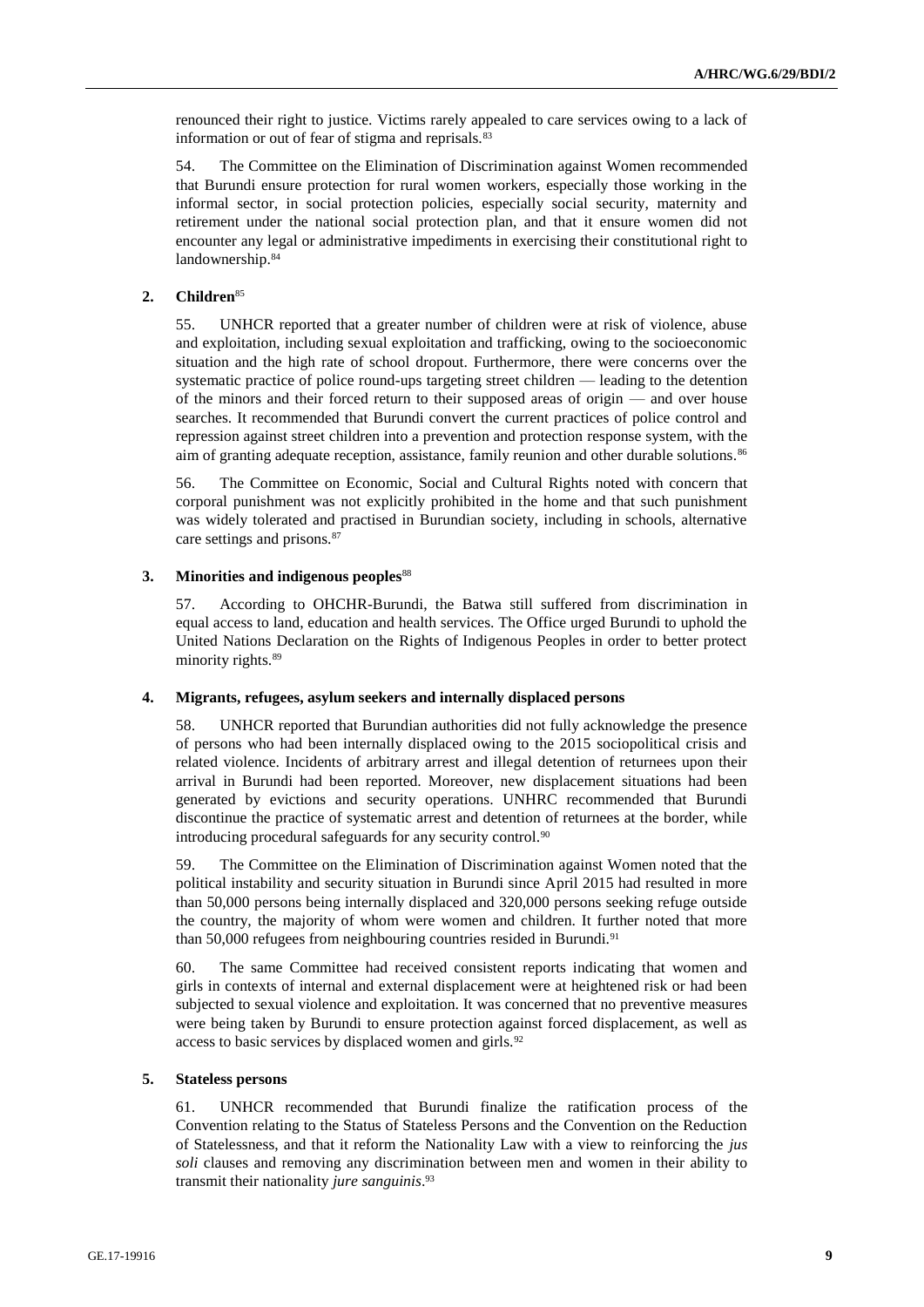renounced their right to justice. Victims rarely appealed to care services owing to a lack of information or out of fear of stigma and reprisals.[83]

54. The Committee on the Elimination of Discrimination against Women recommended that Burundi ensure protection for rural women workers, especially those working in the informal sector, in social protection policies, especially social security, maternity and retirement under the national social protection plan, and that it ensure women did not encounter any legal or administrative impediments in exercising their constitutional right to landownership.[84]

### 2. Children[85]

55. UNHCR reported that a greater number of children were at risk of violence, abuse and exploitation, including sexual exploitation and trafficking, owing to the socioeconomic situation and the high rate of school dropout. Furthermore, there were concerns over the systematic practice of police round-ups targeting street children — leading to the detention of the minors and their forced return to their supposed areas of origin — and over house searches. It recommended that Burundi convert the current practices of police control and repression against street children into a prevention and protection response system, with the aim of granting adequate reception, assistance, family reunion and other durable solutions.[86]

56. The Committee on Economic, Social and Cultural Rights noted with concern that corporal punishment was not explicitly prohibited in the home and that such punishment was widely tolerated and practised in Burundian society, including in schools, alternative care settings and prisons.[87]

### 3. Minorities and indigenous peoples[88]

57. According to OHCHR-Burundi, the Batwa still suffered from discrimination in equal access to land, education and health services. The Office urged Burundi to uphold the United Nations Declaration on the Rights of Indigenous Peoples in order to better protect minority rights.[89]

### 4. Migrants, refugees, asylum seekers and internally displaced persons

58. UNHCR reported that Burundian authorities did not fully acknowledge the presence of persons who had been internally displaced owing to the 2015 sociopolitical crisis and related violence. Incidents of arbitrary arrest and illegal detention of returnees upon their arrival in Burundi had been reported. Moreover, new displacement situations had been generated by evictions and security operations. UNHRC recommended that Burundi discontinue the practice of systematic arrest and detention of returnees at the border, while introducing procedural safeguards for any security control.[90]

59. The Committee on the Elimination of Discrimination against Women noted that the political instability and security situation in Burundi since April 2015 had resulted in more than 50,000 persons being internally displaced and 320,000 persons seeking refuge outside the country, the majority of whom were women and children. It further noted that more than 50,000 refugees from neighbouring countries resided in Burundi.[91]

60. The same Committee had received consistent reports indicating that women and girls in contexts of internal and external displacement were at heightened risk or had been subjected to sexual violence and exploitation. It was concerned that no preventive measures were being taken by Burundi to ensure protection against forced displacement, as well as access to basic services by displaced women and girls.[92]

### 5. Stateless persons

61. UNHCR recommended that Burundi finalize the ratification process of the Convention relating to the Status of Stateless Persons and the Convention on the Reduction of Statelessness, and that it reform the Nationality Law with a view to reinforcing the *jus soli* clauses and removing any discrimination between men and women in their ability to transmit their nationality *jure sanguinis*.[93]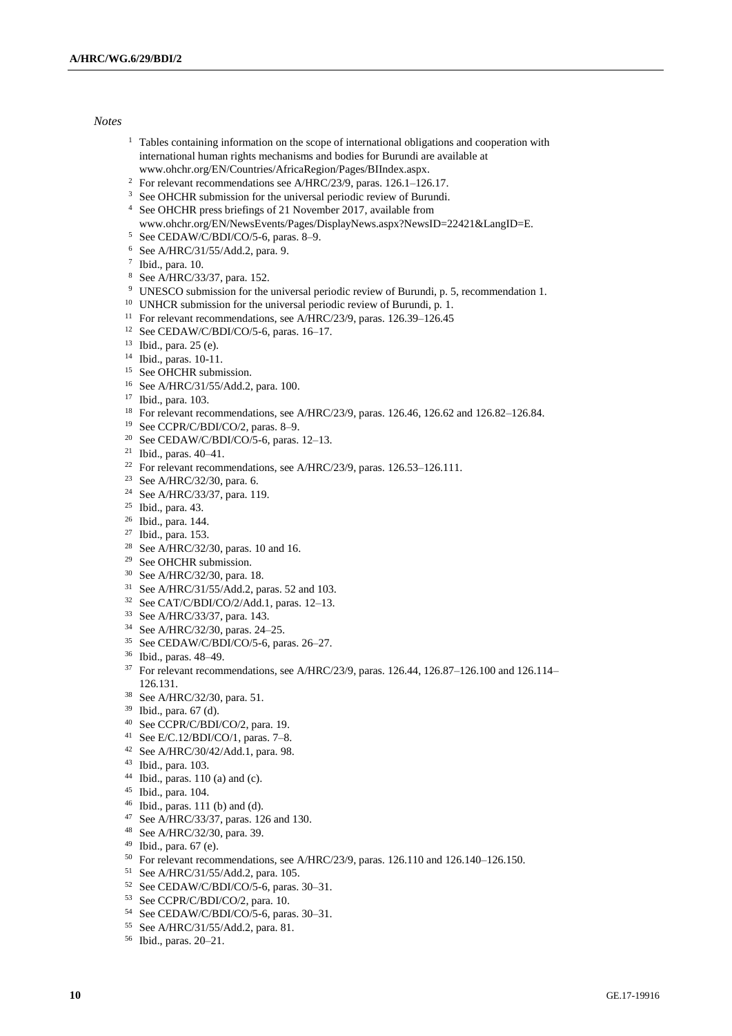*Notes*

1 Tables containing information on the scope of international obligations and cooperation with international human rights mechanisms and bodies for Burundi are available at www.ohchr.org/EN/Countries/AfricaRegion/Pages/BIIndex.aspx.
2 For relevant recommendations see A/HRC/23/9, paras. 126.1–126.17.
3 See OHCHR submission for the universal periodic review of Burundi.
4 See OHCHR press briefings of 21 November 2017, available from www.ohchr.org/EN/NewsEvents/Pages/DisplayNews.aspx?NewsID=22421&LangID=E.
5 See CEDAW/C/BDI/CO/5-6, paras. 8–9.
6 See A/HRC/31/55/Add.2, para. 9.
7 Ibid., para. 10.
8 See A/HRC/33/37, para. 152.
9 UNESCO submission for the universal periodic review of Burundi, p. 5, recommendation 1.
10 UNHCR submission for the universal periodic review of Burundi, p. 1.
11 For relevant recommendations, see A/HRC/23/9, paras. 126.39–126.45
12 See CEDAW/C/BDI/CO/5-6, paras. 16–17.
13 Ibid., para. 25 (e).
14 Ibid., paras. 10-11.
15 See OHCHR submission.
16 See A/HRC/31/55/Add.2, para. 100.
17 Ibid., para. 103.
18 For relevant recommendations, see A/HRC/23/9, paras. 126.46, 126.62 and 126.82–126.84.
19 See CCPR/C/BDI/CO/2, paras. 8–9.
20 See CEDAW/C/BDI/CO/5-6, paras. 12–13.
21 Ibid., paras. 40–41.
22 For relevant recommendations, see A/HRC/23/9, paras. 126.53–126.111.
23 See A/HRC/32/30, para. 6.
24 See A/HRC/33/37, para. 119.
25 Ibid., para. 43.
26 Ibid., para. 144.
27 Ibid., para. 153.
28 See A/HRC/32/30, paras. 10 and 16.
29 See OHCHR submission.
30 See A/HRC/32/30, para. 18.
31 See A/HRC/31/55/Add.2, paras. 52 and 103.
32 See CAT/C/BDI/CO/2/Add.1, paras. 12–13.
33 See A/HRC/33/37, para. 143.
34 See A/HRC/32/30, paras. 24–25.
35 See CEDAW/C/BDI/CO/5-6, paras. 26–27.
36 Ibid., paras. 48–49.
37 For relevant recommendations, see A/HRC/23/9, paras. 126.44, 126.87–126.100 and 126.114–126.131.
38 See A/HRC/32/30, para. 51.
39 Ibid., para. 67 (d).
40 See CCPR/C/BDI/CO/2, para. 19.
41 See E/C.12/BDI/CO/1, paras. 7–8.
42 See A/HRC/30/42/Add.1, para. 98.
43 Ibid., para. 103.
44 Ibid., paras. 110 (a) and (c).
45 Ibid., para. 104.
46 Ibid., paras. 111 (b) and (d).
47 See A/HRC/33/37, paras. 126 and 130.
48 See A/HRC/32/30, para. 39.
49 Ibid., para. 67 (e).
50 For relevant recommendations, see A/HRC/23/9, paras. 126.110 and 126.140–126.150.
51 See A/HRC/31/55/Add.2, para. 105.
52 See CEDAW/C/BDI/CO/5-6, paras. 30–31.
53 See CCPR/C/BDI/CO/2, para. 10.
54 See CEDAW/C/BDI/CO/5-6, paras. 30–31.
55 See A/HRC/31/55/Add.2, para. 81.
56 Ibid., paras. 20–21.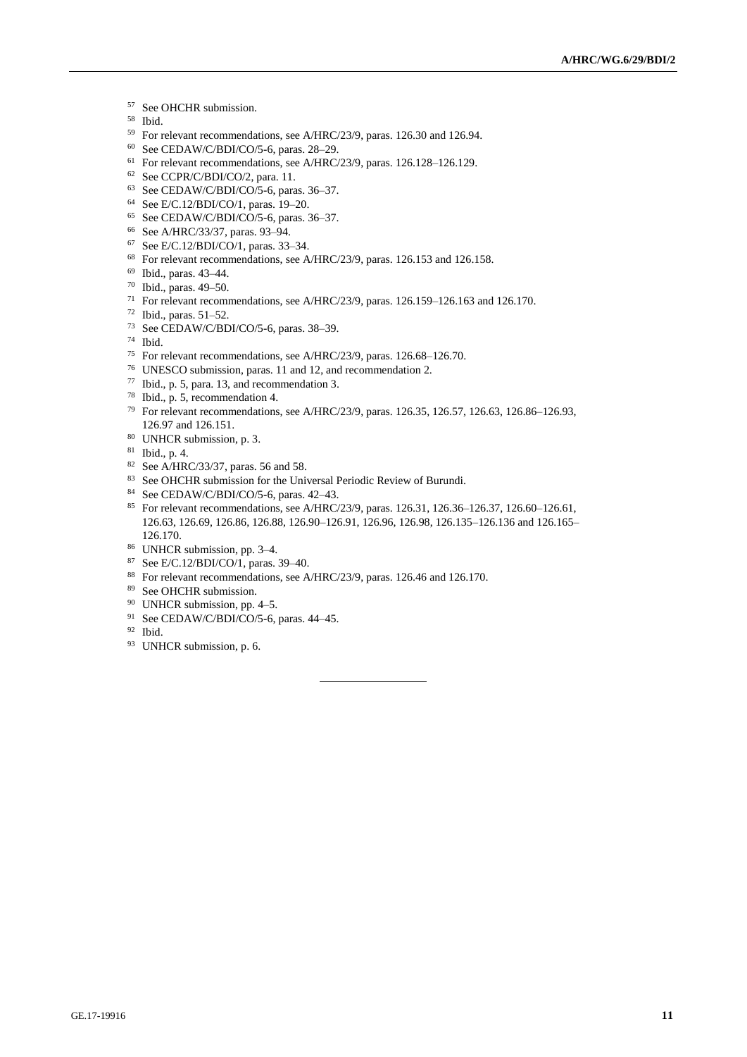[57] See OHCHR submission.

[58] Ibid.

[59] For relevant recommendations, see A/HRC/23/9, paras. 126.30 and 126.94.

[60] See CEDAW/C/BDI/CO/5-6, paras. 28–29.

[61] For relevant recommendations, see A/HRC/23/9, paras. 126.128–126.129.

[62] See CCPR/C/BDI/CO/2, para. 11.

[63] See CEDAW/C/BDI/CO/5-6, paras. 36–37.

[64] See E/C.12/BDI/CO/1, paras. 19–20.

[65] See CEDAW/C/BDI/CO/5-6, paras. 36–37.

[66] See A/HRC/33/37, paras. 93–94.

[67] See E/C.12/BDI/CO/1, paras. 33–34.

[68] For relevant recommendations, see A/HRC/23/9, paras. 126.153 and 126.158.

[69] Ibid., paras. 43–44.

[70] Ibid., paras. 49–50.

[71] For relevant recommendations, see A/HRC/23/9, paras. 126.159–126.163 and 126.170.

[72] Ibid., paras. 51–52.

[73] See CEDAW/C/BDI/CO/5-6, paras. 38–39.

[74] Ibid.

[75] For relevant recommendations, see A/HRC/23/9, paras. 126.68–126.70.

[76] UNESCO submission, paras. 11 and 12, and recommendation 2.

[77] Ibid., p. 5, para. 13, and recommendation 3.

[78] Ibid., p. 5, recommendation 4.

[79] For relevant recommendations, see A/HRC/23/9, paras. 126.35, 126.57, 126.63, 126.86–126.93, 126.97 and 126.151.

[80] UNHCR submission, p. 3.

[81] Ibid., p. 4.

[82] See A/HRC/33/37, paras. 56 and 58.

[83] See OHCHR submission for the Universal Periodic Review of Burundi.

[84] See CEDAW/C/BDI/CO/5-6, paras. 42–43.

[85] For relevant recommendations, see A/HRC/23/9, paras. 126.31, 126.36–126.37, 126.60–126.61, 126.63, 126.69, 126.86, 126.88, 126.90–126.91, 126.96, 126.98, 126.135–126.136 and 126.165–126.170.

[86] UNHCR submission, pp. 3–4.

[87] See E/C.12/BDI/CO/1, paras. 39–40.

[88] For relevant recommendations, see A/HRC/23/9, paras. 126.46 and 126.170.

[89] See OHCHR submission.

[90] UNHCR submission, pp. 4–5.

[91] See CEDAW/C/BDI/CO/5-6, paras. 44–45.

[92] Ibid.

[93] UNHCR submission, p. 6.